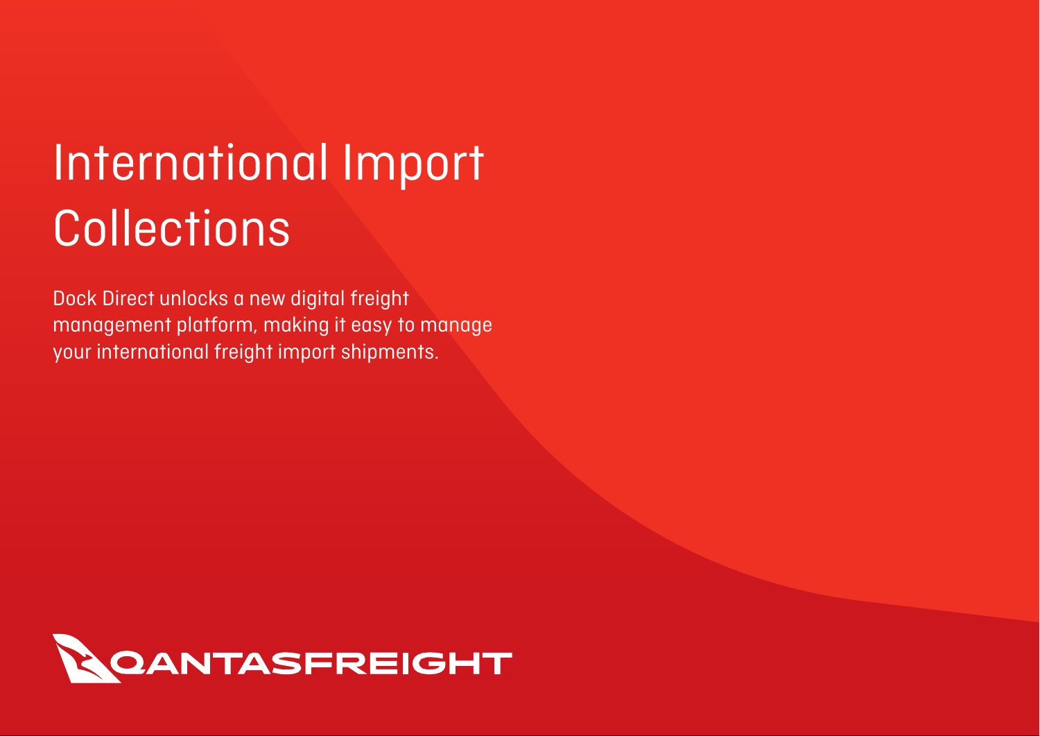# International Import Collections

Dock Direct unlocks a new digital freight management platform, making it easy to manage your international freight import shipments.

QANTASFREIGHT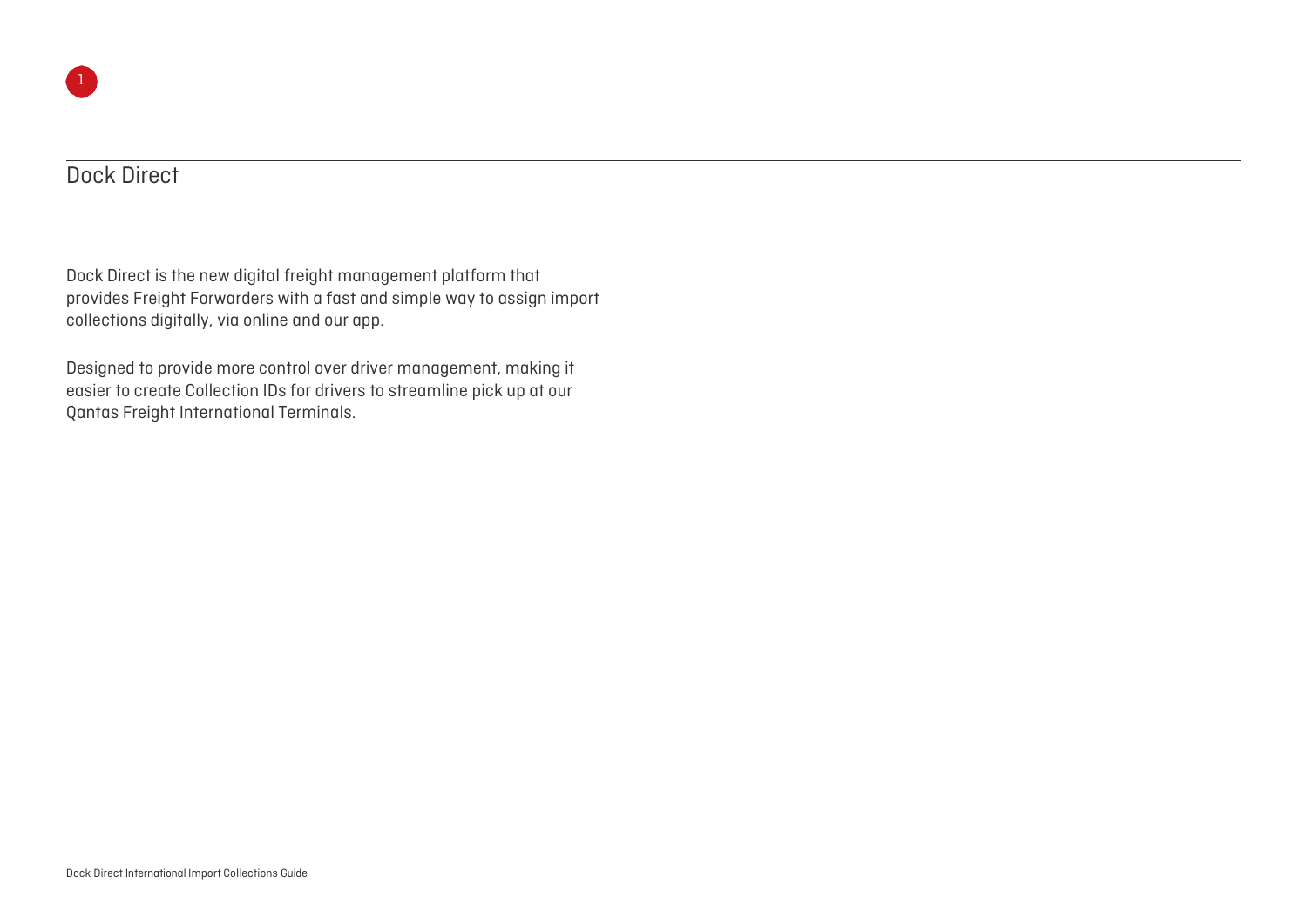## Dock Direct

Dock Direct is the new digital freight management platform that provides Freight Forwarders with a fast and simple way to assign import collections digitally, via online and our app.

Designed to provide more control over driver management, making it easier to create Collection IDs for drivers to streamline pick up at our Qantas Freight International Terminals.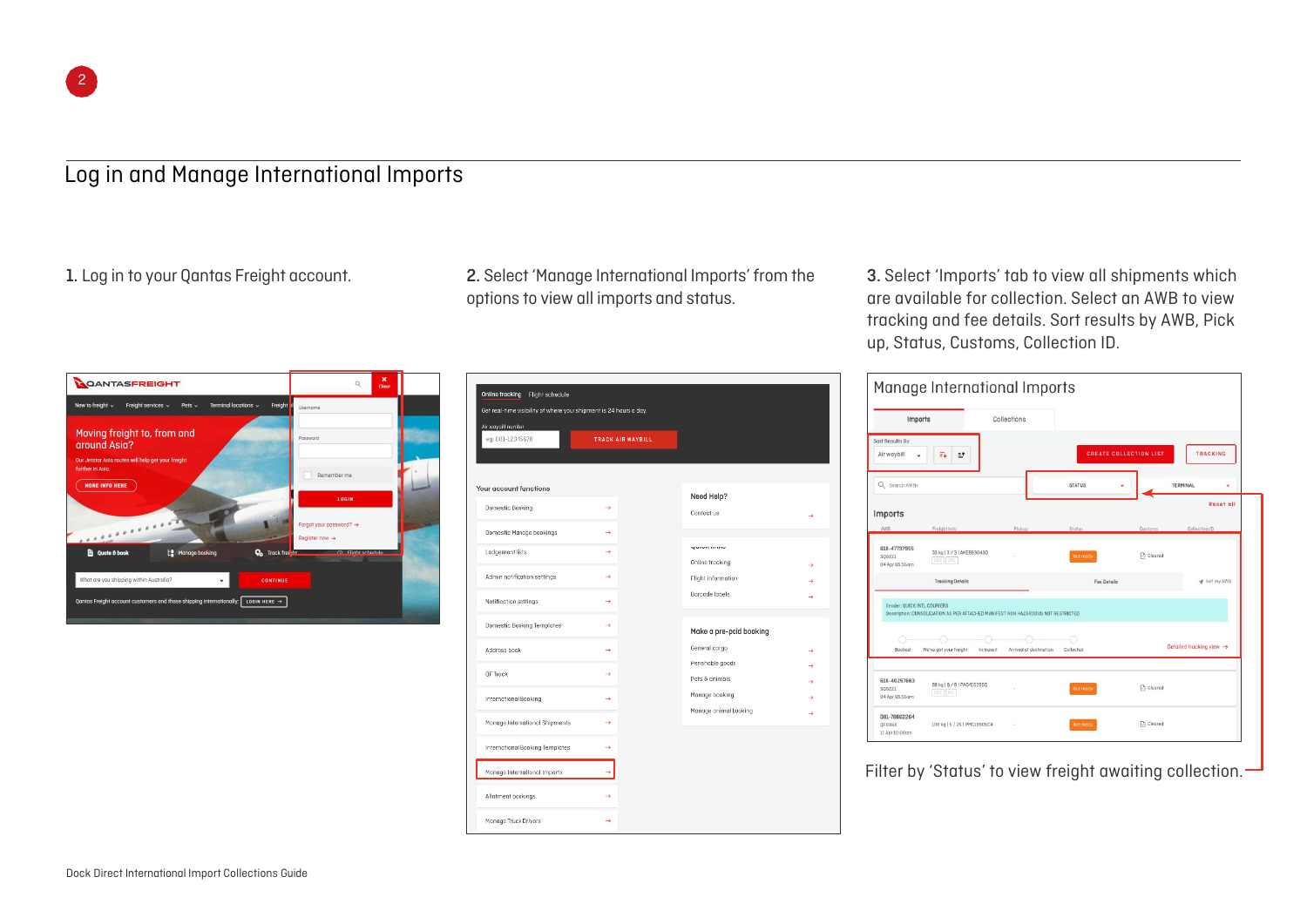2

## Log in and Manage International Imports

**1.** Log in to your Qantas Freight account.

**2.** Select 'Manage International Imports' from the options to view all imports and status.

**3.** Select 'Imports' tab to view all shipments which are available for collection. Select an AWB to view tracking and fee details. Sort results by AWB, Pick up, Status, Customs, Collection ID.

Filter by 'Status' to view freight awaiting collection.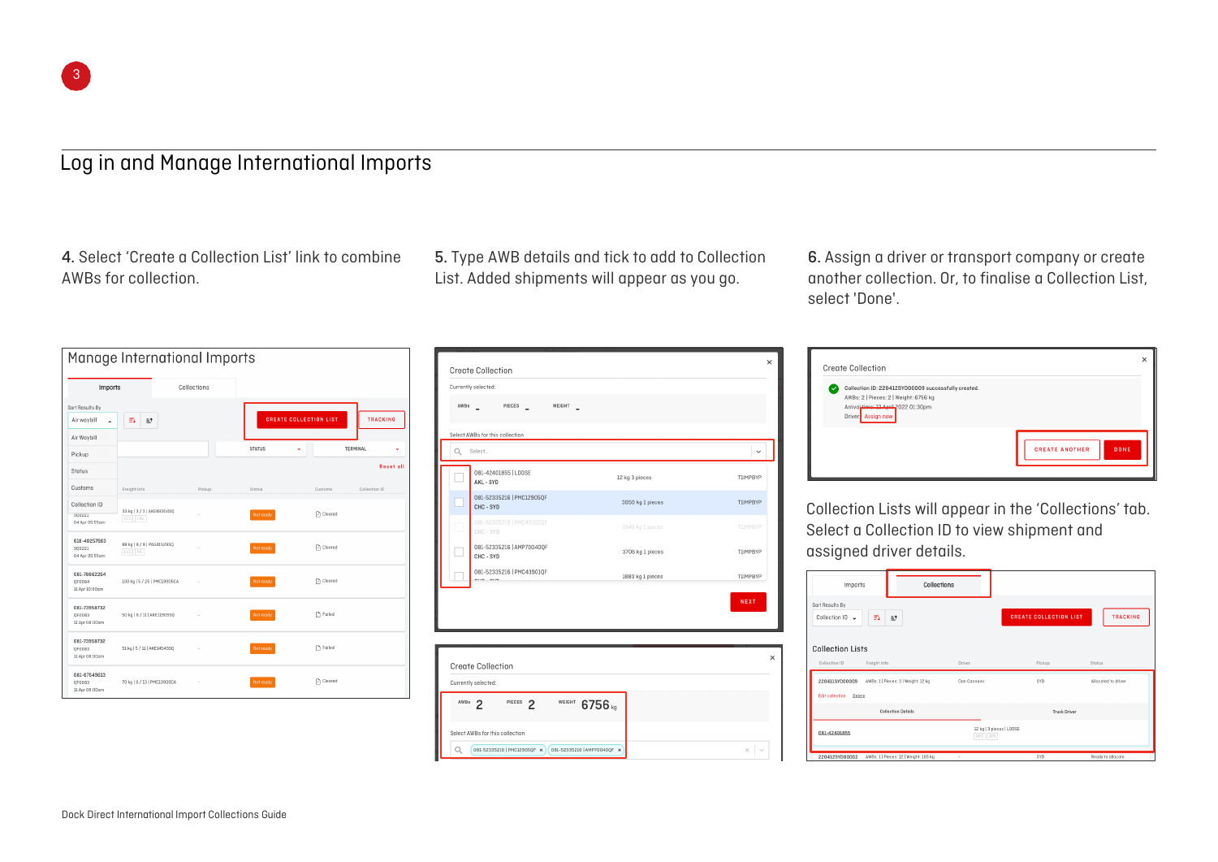3

# Log in and Manage International Imports

**4.** Select 'Create a Collection List' link to combine AWBs for collection.

**5.** Type AWB details and tick to add to Collection List. Added shipments will appear as you go.

**6.** Assign a driver or transport company or create another collection. Or, to finalise a Collection List, select 'Done'.

Collection Lists will appear in the 'Collections' tab. Select a Collection ID to view shipment and assigned driver details.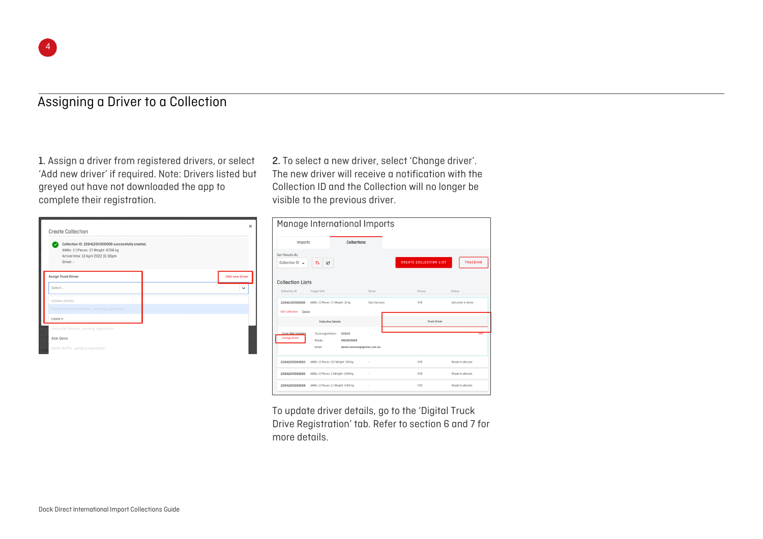## Assigning a Driver to a Collection

**1.** Assign a driver from registered drivers, or select 'Add new driver' if required. Note: Drivers listed but greyed out have not downloaded the app to complete their registration.

**2.** To select a new driver, select 'Change driver'. The new driver will receive a notification with the Collection ID and the Collection will no longer be visible to the previous driver.

To update driver details, go to the 'Digital Truck Drive Registration' tab. Refer to section 6 and 7 for more details.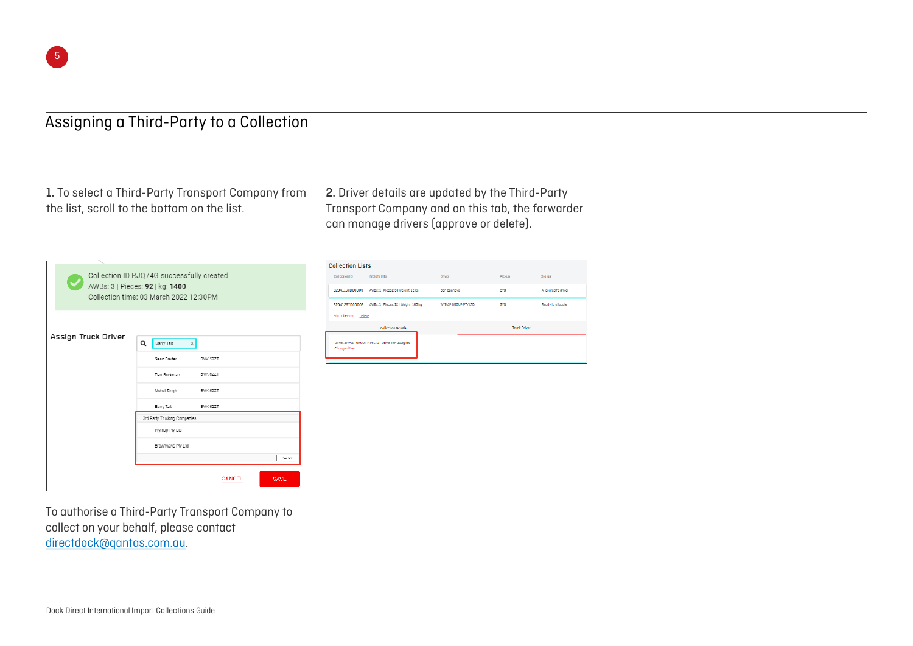## Assigning a Third-Party to a Collection

**1.** To select a Third-Party Transport Company from the list, scroll to the bottom on the list.

**2.** Driver details are updated by the Third-Party Transport Company and on this tab, the forwarder can manage drivers (approve or delete).

To authorise a Third-Party Transport Company to collect on your behalf, please contact [directdock@qantas.com.au](mailto:directdock@qantas.com.au).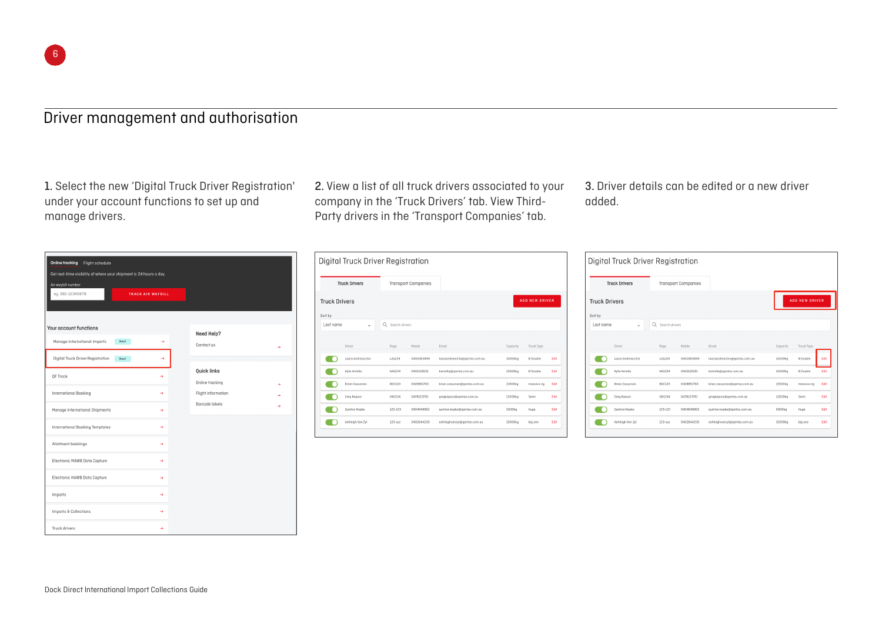# Driver management and authorisation

1. Select the new 'Digital Truck Driver Registration' under your account functions to set up and manage drivers.

2. View a list of all truck drivers associated to your company in the 'Truck Drivers' tab. View Third-Party drivers in the 'Transport Companies' tab.

3. Driver details can be edited or a new driver added.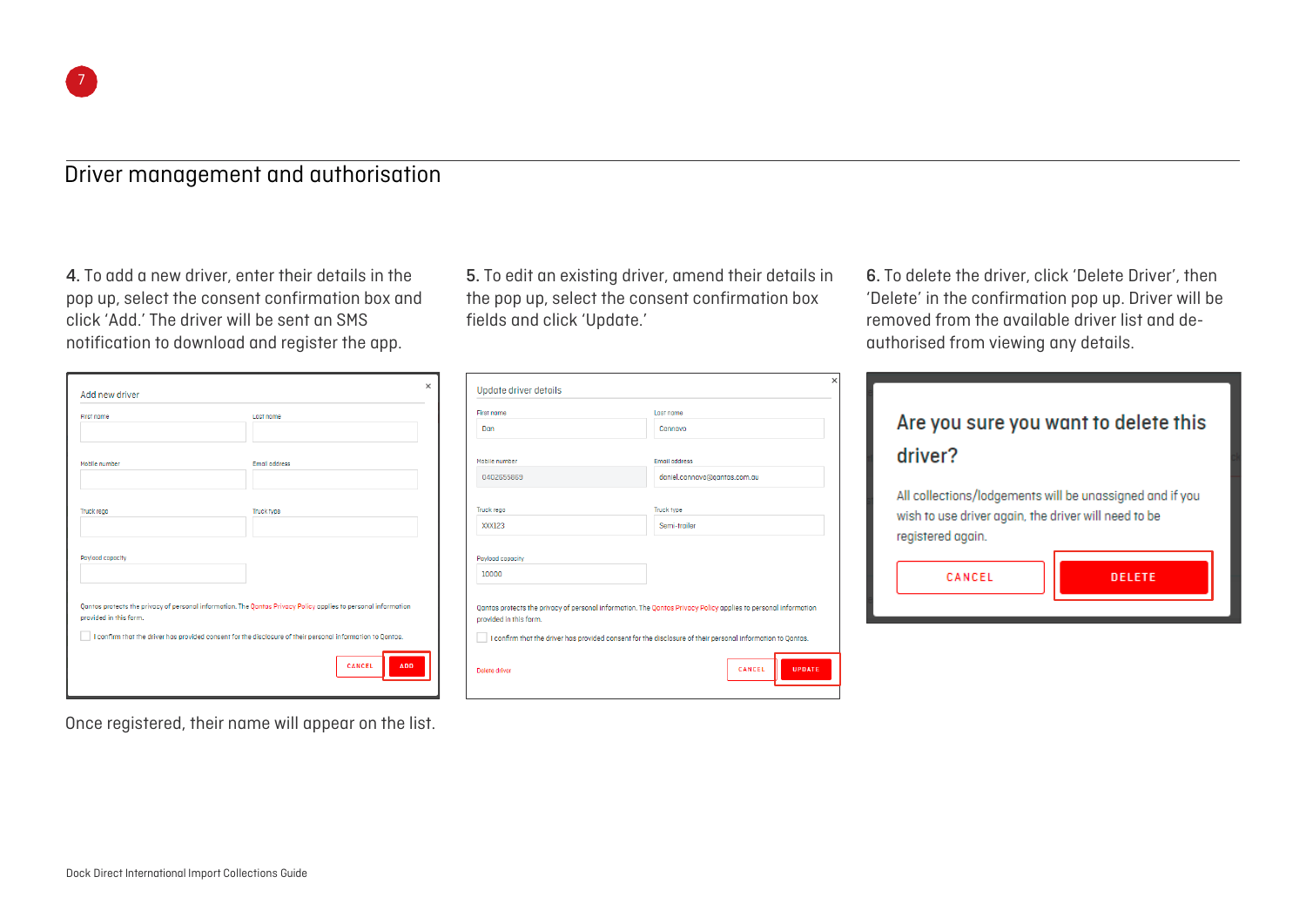## Driver management and authorisation

**4.** To add a new driver, enter their details in the pop up, select the consent confirmation box and click 'Add.' The driver will be sent an SMS notification to download and register the app.

Add new driver

First name

Last name

Mobile number

Email address

Truck rego

Truck type

Payload capacity

Qantas protects the privacy of personal information. The Qantas Privacy Policy applies to personal information provided in this form.

I confirm that the driver has provided consent for the disclosure of their personal information to Qantas.

CANCEL

ADD

Once registered, their name will appear on the list.

**5.** To edit an existing driver, amend their details in the pop up, select the consent confirmation box fields and click 'Update.'

Update driver details

First name: Dan

Last name: Connovo

Mobile number: 0402655869

Email address: daniel.connovo@qantas.com.au

Truck rego: XXX123

Truck type: Semi-trailer

Payload capacity: 10000

Qantas protects the privacy of personal information. The Qantas Privacy Policy applies to personal information provided in this form.

I confirm that the driver has provided consent for the disclosure of their personal information to Qantas.

Delete driver

CANCEL

UPDATE

**6.** To delete the driver, click 'Delete Driver', then 'Delete' in the confirmation pop up. Driver will be removed from the available driver list and de-authorised from viewing any details.

Are you sure you want to delete this driver?

All collections/lodgements will be unassigned and if you wish to use driver again, the driver will need to be registered again.

CANCEL

DELETE